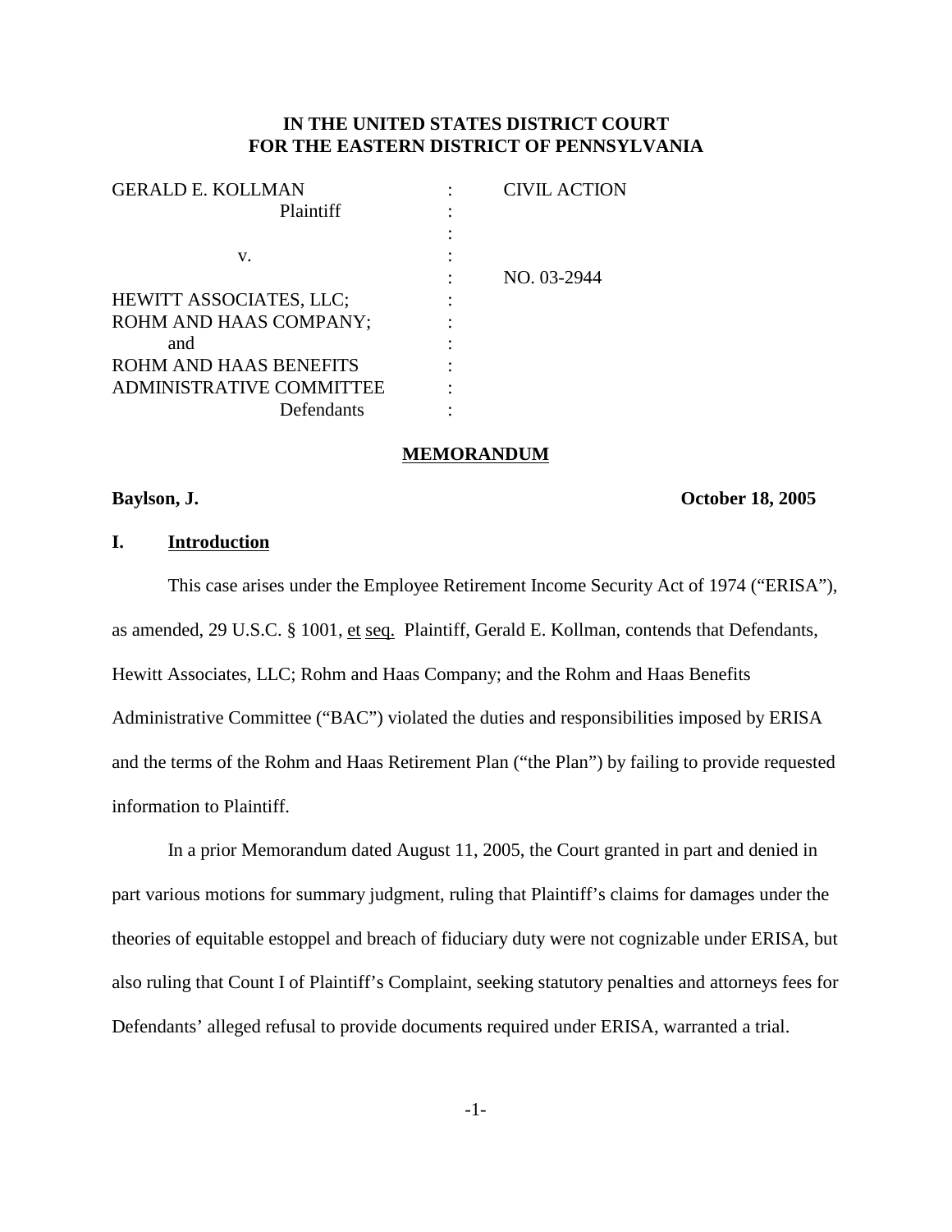**IN THE UNITED STATES DISTRICT COURT**
**FOR THE EASTERN DISTRICT OF PENNSYLVANIA**

| | | |
|---|---|---|
| GERALD E. KOLLMAN | : | CIVIL ACTION |
| Plaintiff | : | |
| | : | |
| v. | : | |
| | : | NO. 03-2944 |
| HEWITT ASSOCIATES, LLC; | : | |
| ROHM AND HAAS COMPANY; | : | |
| and | : | |
| ROHM AND HAAS BENEFITS | : | |
| ADMINISTRATIVE COMMITTEE | : | |
| Defendants | : | |

**MEMORANDUM**

**Baylson, J.** **October 18, 2005**

## I. Introduction

This case arises under the Employee Retirement Income Security Act of 1974 ("ERISA"), as amended, 29 U.S.C. § 1001, et seq. Plaintiff, Gerald E. Kollman, contends that Defendants, Hewitt Associates, LLC; Rohm and Haas Company; and the Rohm and Haas Benefits Administrative Committee ("BAC") violated the duties and responsibilities imposed by ERISA and the terms of the Rohm and Haas Retirement Plan ("the Plan") by failing to provide requested information to Plaintiff.

In a prior Memorandum dated August 11, 2005, the Court granted in part and denied in part various motions for summary judgment, ruling that Plaintiff's claims for damages under the theories of equitable estoppel and breach of fiduciary duty were not cognizable under ERISA, but also ruling that Count I of Plaintiff's Complaint, seeking statutory penalties and attorneys fees for Defendants' alleged refusal to provide documents required under ERISA, warranted a trial.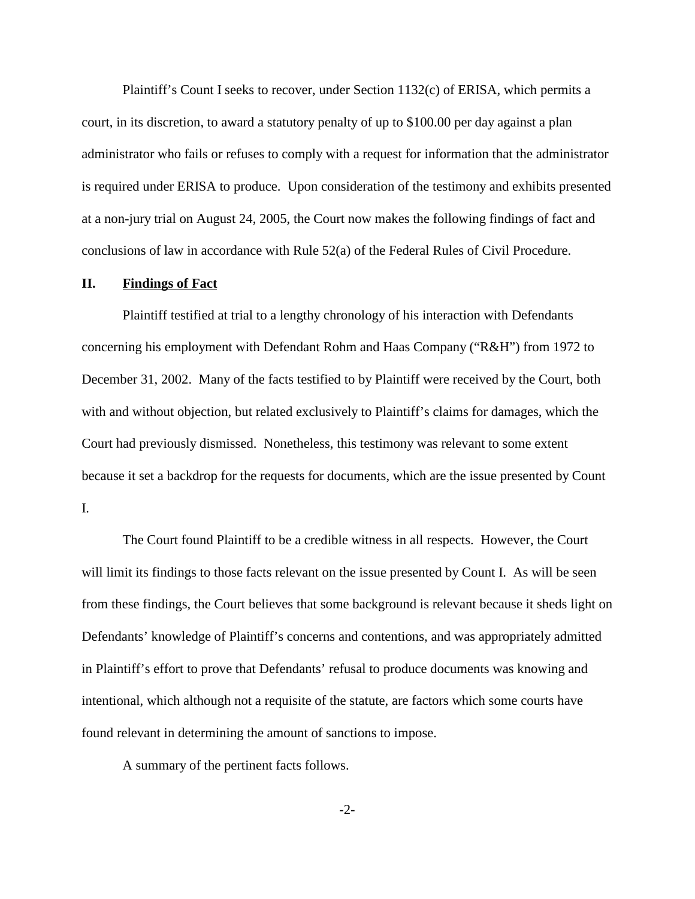Plaintiff's Count I seeks to recover, under Section 1132(c) of ERISA, which permits a court, in its discretion, to award a statutory penalty of up to $100.00 per day against a plan administrator who fails or refuses to comply with a request for information that the administrator is required under ERISA to produce. Upon consideration of the testimony and exhibits presented at a non-jury trial on August 24, 2005, the Court now makes the following findings of fact and conclusions of law in accordance with Rule 52(a) of the Federal Rules of Civil Procedure.

## II. Findings of Fact

Plaintiff testified at trial to a lengthy chronology of his interaction with Defendants concerning his employment with Defendant Rohm and Haas Company ("R&H") from 1972 to December 31, 2002. Many of the facts testified to by Plaintiff were received by the Court, both with and without objection, but related exclusively to Plaintiff's claims for damages, which the Court had previously dismissed. Nonetheless, this testimony was relevant to some extent because it set a backdrop for the requests for documents, which are the issue presented by Count I.

The Court found Plaintiff to be a credible witness in all respects. However, the Court will limit its findings to those facts relevant on the issue presented by Count I. As will be seen from these findings, the Court believes that some background is relevant because it sheds light on Defendants' knowledge of Plaintiff's concerns and contentions, and was appropriately admitted in Plaintiff's effort to prove that Defendants' refusal to produce documents was knowing and intentional, which although not a requisite of the statute, are factors which some courts have found relevant in determining the amount of sanctions to impose.

A summary of the pertinent facts follows.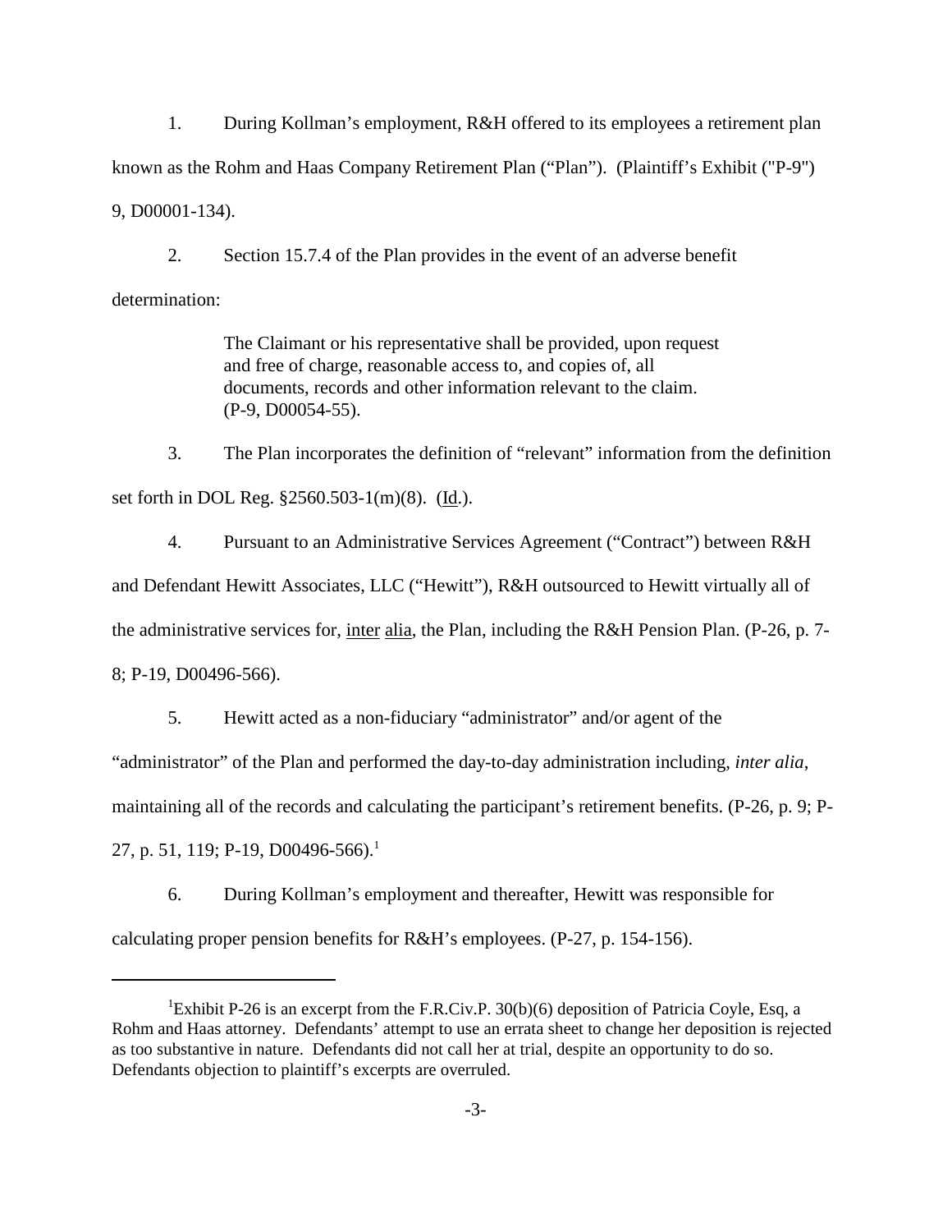1. During Kollman's employment, R&H offered to its employees a retirement plan known as the Rohm and Haas Company Retirement Plan ("Plan"). (Plaintiff's Exhibit ("P-9") 9, D00001-134).

2. Section 15.7.4 of the Plan provides in the event of an adverse benefit determination:

> The Claimant or his representative shall be provided, upon request and free of charge, reasonable access to, and copies of, all documents, records and other information relevant to the claim. (P-9, D00054-55).

3. The Plan incorporates the definition of "relevant" information from the definition set forth in DOL Reg. §2560.503-1(m)(8). (Id.).

4. Pursuant to an Administrative Services Agreement ("Contract") between R&H and Defendant Hewitt Associates, LLC ("Hewitt"), R&H outsourced to Hewitt virtually all of the administrative services for, inter alia, the Plan, including the R&H Pension Plan. (P-26, p. 7-8; P-19, D00496-566).

5. Hewitt acted as a non-fiduciary "administrator" and/or agent of the "administrator" of the Plan and performed the day-to-day administration including, *inter alia*, maintaining all of the records and calculating the participant's retirement benefits. (P-26, p. 9; P-27, p. 51, 119; P-19, D00496-566).[1]

6. During Kollman's employment and thereafter, Hewitt was responsible for calculating proper pension benefits for R&H's employees. (P-27, p. 154-156).

---

[1] Exhibit P-26 is an excerpt from the F.R.Civ.P. 30(b)(6) deposition of Patricia Coyle, Esq, a Rohm and Haas attorney. Defendants' attempt to use an errata sheet to change her deposition is rejected as too substantive in nature. Defendants did not call her at trial, despite an opportunity to do so. Defendants objection to plaintiff's excerpts are overruled.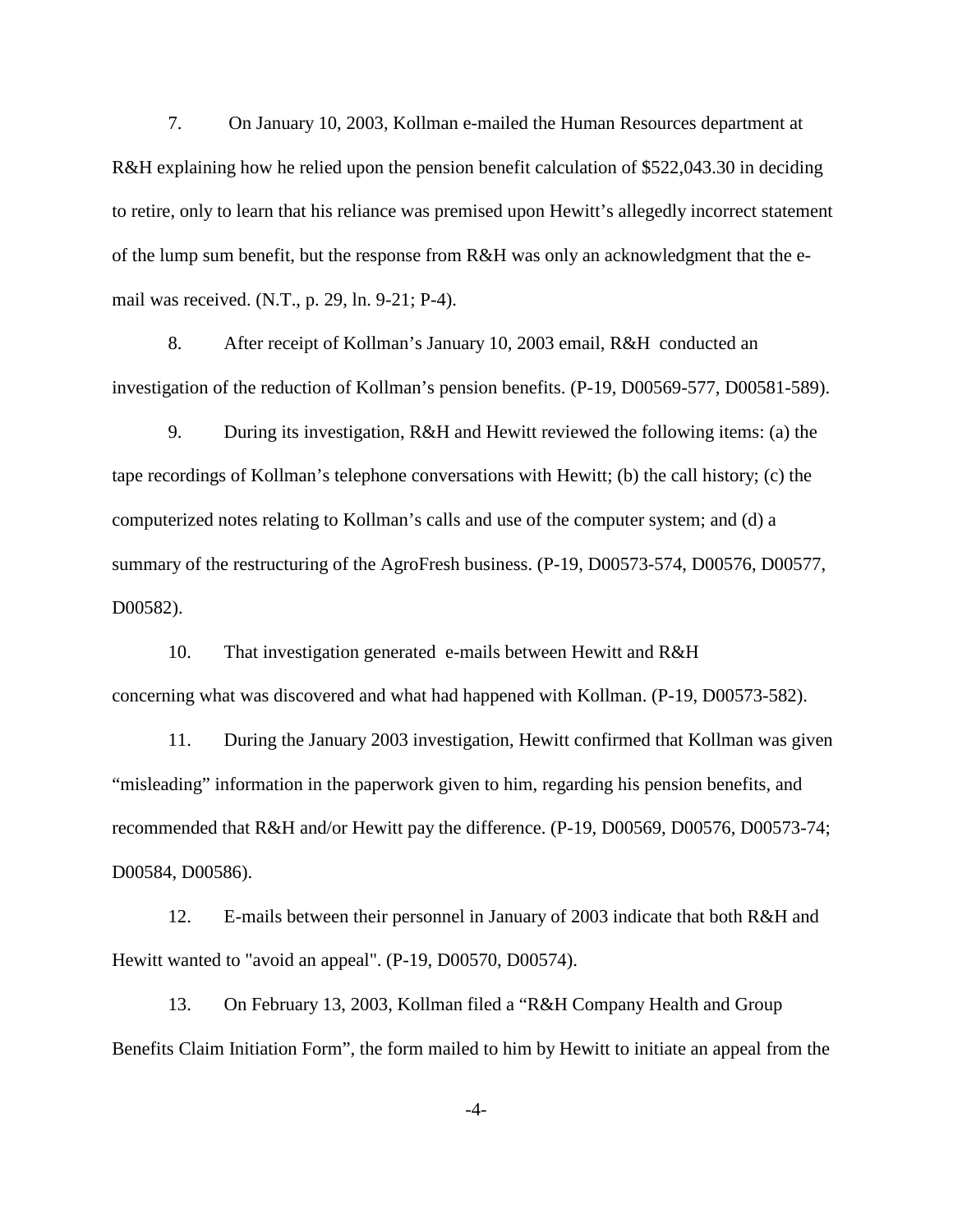7. On January 10, 2003, Kollman e-mailed the Human Resources department at R&H explaining how he relied upon the pension benefit calculation of $522,043.30 in deciding to retire, only to learn that his reliance was premised upon Hewitt's allegedly incorrect statement of the lump sum benefit, but the response from R&H was only an acknowledgment that the e-mail was received. (N.T., p. 29, ln. 9-21; P-4).

8. After receipt of Kollman's January 10, 2003 email, R&H conducted an investigation of the reduction of Kollman's pension benefits. (P-19, D00569-577, D00581-589).

9. During its investigation, R&H and Hewitt reviewed the following items: (a) the tape recordings of Kollman's telephone conversations with Hewitt; (b) the call history; (c) the computerized notes relating to Kollman's calls and use of the computer system; and (d) a summary of the restructuring of the AgroFresh business. (P-19, D00573-574, D00576, D00577, D00582).

10. That investigation generated e-mails between Hewitt and R&H concerning what was discovered and what had happened with Kollman. (P-19, D00573-582).

11. During the January 2003 investigation, Hewitt confirmed that Kollman was given "misleading" information in the paperwork given to him, regarding his pension benefits, and recommended that R&H and/or Hewitt pay the difference. (P-19, D00569, D00576, D00573-74; D00584, D00586).

12. E-mails between their personnel in January of 2003 indicate that both R&H and Hewitt wanted to "avoid an appeal". (P-19, D00570, D00574).

13. On February 13, 2003, Kollman filed a "R&H Company Health and Group Benefits Claim Initiation Form", the form mailed to him by Hewitt to initiate an appeal from the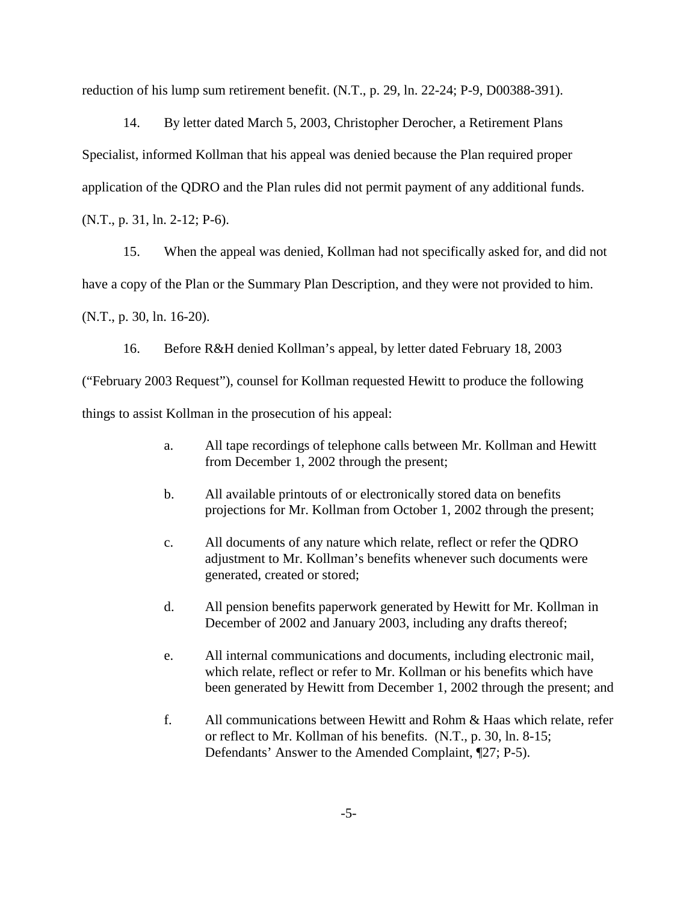reduction of his lump sum retirement benefit. (N.T., p. 29, ln. 22-24; P-9, D00388-391).

14. By letter dated March 5, 2003, Christopher Derocher, a Retirement Plans Specialist, informed Kollman that his appeal was denied because the Plan required proper application of the QDRO and the Plan rules did not permit payment of any additional funds. (N.T., p. 31, ln. 2-12; P-6).

15. When the appeal was denied, Kollman had not specifically asked for, and did not have a copy of the Plan or the Summary Plan Description, and they were not provided to him. (N.T., p. 30, ln. 16-20).

16. Before R&H denied Kollman's appeal, by letter dated February 18, 2003 ("February 2003 Request"), counsel for Kollman requested Hewitt to produce the following things to assist Kollman in the prosecution of his appeal:

> a. All tape recordings of telephone calls between Mr. Kollman and Hewitt from December 1, 2002 through the present;
>
> b. All available printouts of or electronically stored data on benefits projections for Mr. Kollman from October 1, 2002 through the present;
>
> c. All documents of any nature which relate, reflect or refer the QDRO adjustment to Mr. Kollman's benefits whenever such documents were generated, created or stored;
>
> d. All pension benefits paperwork generated by Hewitt for Mr. Kollman in December of 2002 and January 2003, including any drafts thereof;
>
> e. All internal communications and documents, including electronic mail, which relate, reflect or refer to Mr. Kollman or his benefits which have been generated by Hewitt from December 1, 2002 through the present; and
>
> f. All communications between Hewitt and Rohm & Haas which relate, refer or reflect to Mr. Kollman of his benefits. (N.T., p. 30, ln. 8-15; Defendants' Answer to the Amended Complaint, ¶27; P-5).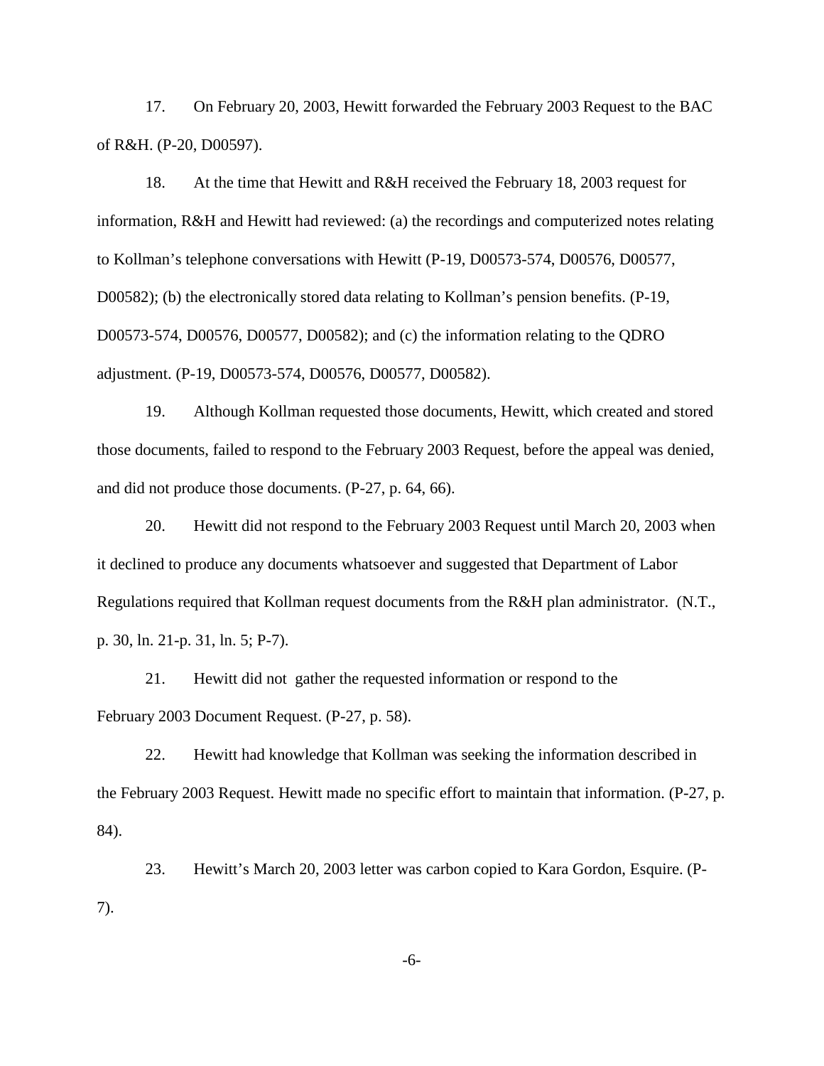17. On February 20, 2003, Hewitt forwarded the February 2003 Request to the BAC of R&H. (P-20, D00597).

18. At the time that Hewitt and R&H received the February 18, 2003 request for information, R&H and Hewitt had reviewed: (a) the recordings and computerized notes relating to Kollman's telephone conversations with Hewitt (P-19, D00573-574, D00576, D00577, D00582); (b) the electronically stored data relating to Kollman's pension benefits. (P-19, D00573-574, D00576, D00577, D00582); and (c) the information relating to the QDRO adjustment. (P-19, D00573-574, D00576, D00577, D00582).

19. Although Kollman requested those documents, Hewitt, which created and stored those documents, failed to respond to the February 2003 Request, before the appeal was denied, and did not produce those documents. (P-27, p. 64, 66).

20. Hewitt did not respond to the February 2003 Request until March 20, 2003 when it declined to produce any documents whatsoever and suggested that Department of Labor Regulations required that Kollman request documents from the R&H plan administrator. (N.T., p. 30, ln. 21-p. 31, ln. 5; P-7).

21. Hewitt did not gather the requested information or respond to the February 2003 Document Request. (P-27, p. 58).

22. Hewitt had knowledge that Kollman was seeking the information described in the February 2003 Request. Hewitt made no specific effort to maintain that information. (P-27, p. 84).

23. Hewitt's March 20, 2003 letter was carbon copied to Kara Gordon, Esquire. (P-7).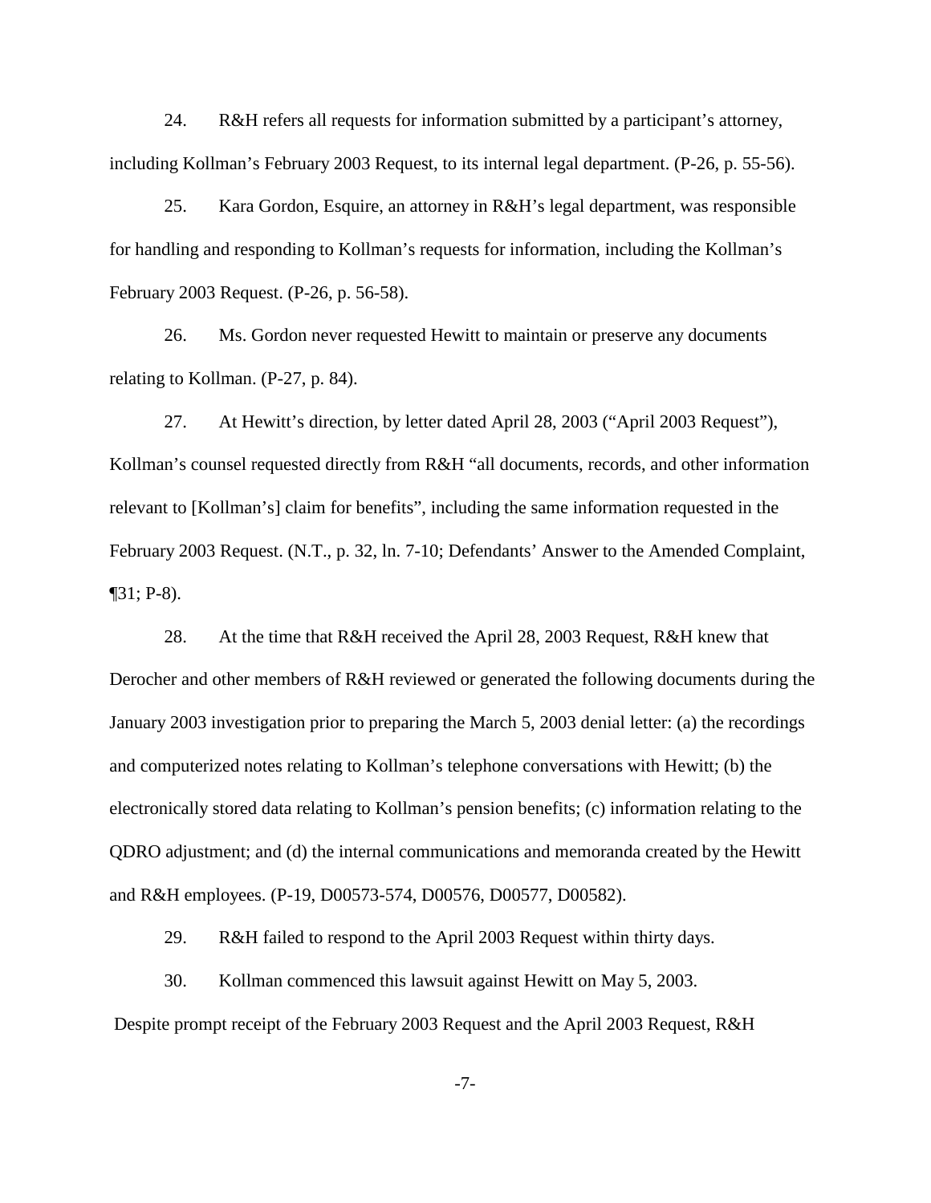24. R&H refers all requests for information submitted by a participant's attorney, including Kollman's February 2003 Request, to its internal legal department. (P-26, p. 55-56).

25. Kara Gordon, Esquire, an attorney in R&H's legal department, was responsible for handling and responding to Kollman's requests for information, including the Kollman's February 2003 Request. (P-26, p. 56-58).

26. Ms. Gordon never requested Hewitt to maintain or preserve any documents relating to Kollman. (P-27, p. 84).

27. At Hewitt's direction, by letter dated April 28, 2003 ("April 2003 Request"), Kollman's counsel requested directly from R&H "all documents, records, and other information relevant to [Kollman's] claim for benefits", including the same information requested in the February 2003 Request. (N.T., p. 32, ln. 7-10; Defendants' Answer to the Amended Complaint, ¶31; P-8).

28. At the time that R&H received the April 28, 2003 Request, R&H knew that Derocher and other members of R&H reviewed or generated the following documents during the January 2003 investigation prior to preparing the March 5, 2003 denial letter: (a) the recordings and computerized notes relating to Kollman's telephone conversations with Hewitt; (b) the electronically stored data relating to Kollman's pension benefits; (c) information relating to the QDRO adjustment; and (d) the internal communications and memoranda created by the Hewitt and R&H employees. (P-19, D00573-574, D00576, D00577, D00582).

29. R&H failed to respond to the April 2003 Request within thirty days.

30. Kollman commenced this lawsuit against Hewitt on May 5, 2003.

Despite prompt receipt of the February 2003 Request and the April 2003 Request, R&H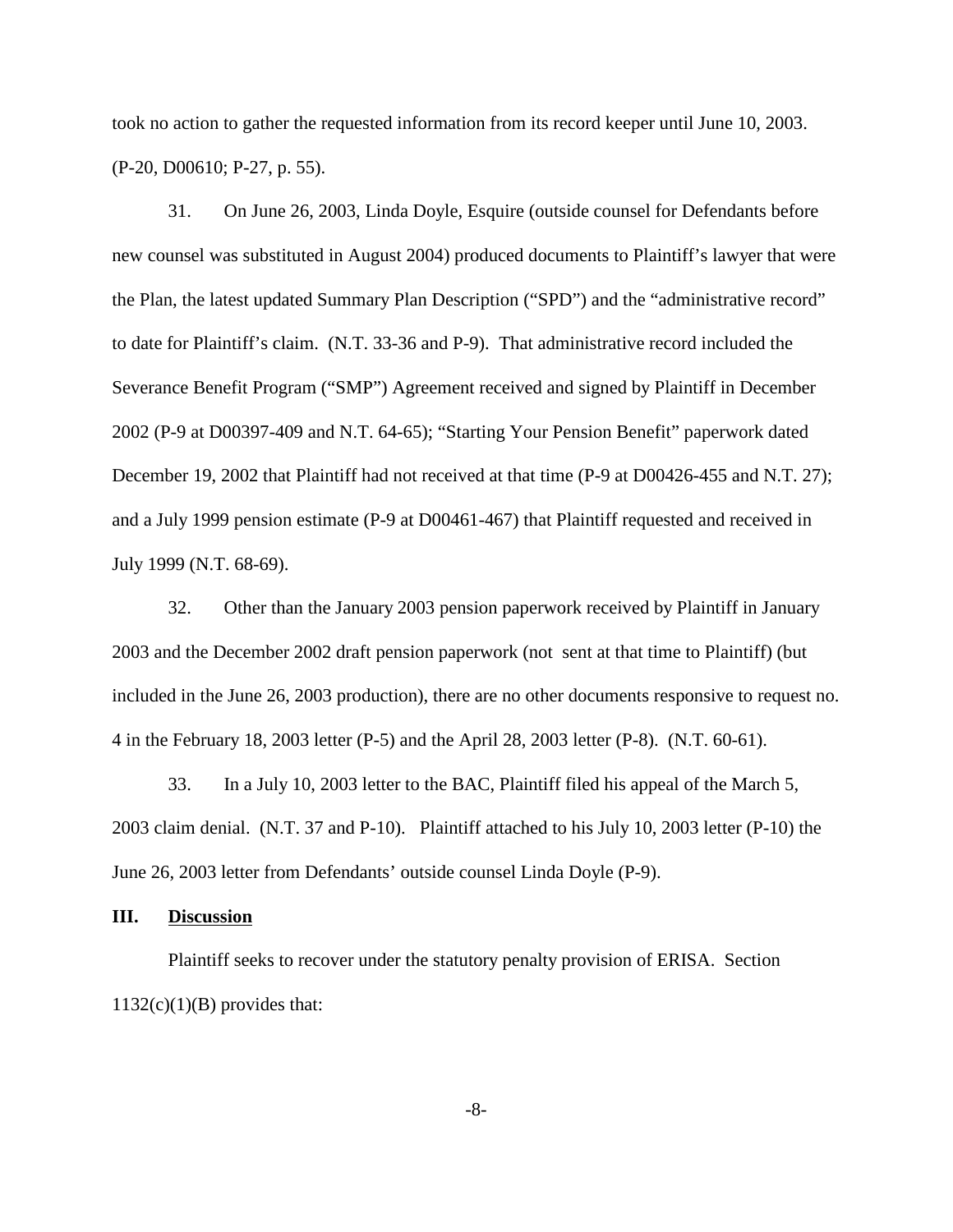took no action to gather the requested information from its record keeper until June 10, 2003. (P-20, D00610; P-27, p. 55).

31. On June 26, 2003, Linda Doyle, Esquire (outside counsel for Defendants before new counsel was substituted in August 2004) produced documents to Plaintiff's lawyer that were the Plan, the latest updated Summary Plan Description ("SPD") and the "administrative record" to date for Plaintiff's claim. (N.T. 33-36 and P-9). That administrative record included the Severance Benefit Program ("SMP") Agreement received and signed by Plaintiff in December 2002 (P-9 at D00397-409 and N.T. 64-65); "Starting Your Pension Benefit" paperwork dated December 19, 2002 that Plaintiff had not received at that time (P-9 at D00426-455 and N.T. 27); and a July 1999 pension estimate (P-9 at D00461-467) that Plaintiff requested and received in July 1999 (N.T. 68-69).

32. Other than the January 2003 pension paperwork received by Plaintiff in January 2003 and the December 2002 draft pension paperwork (not sent at that time to Plaintiff) (but included in the June 26, 2003 production), there are no other documents responsive to request no. 4 in the February 18, 2003 letter (P-5) and the April 28, 2003 letter (P-8). (N.T. 60-61).

33. In a July 10, 2003 letter to the BAC, Plaintiff filed his appeal of the March 5, 2003 claim denial. (N.T. 37 and P-10). Plaintiff attached to his July 10, 2003 letter (P-10) the June 26, 2003 letter from Defendants' outside counsel Linda Doyle (P-9).

## III. Discussion

Plaintiff seeks to recover under the statutory penalty provision of ERISA. Section 1132(c)(1)(B) provides that: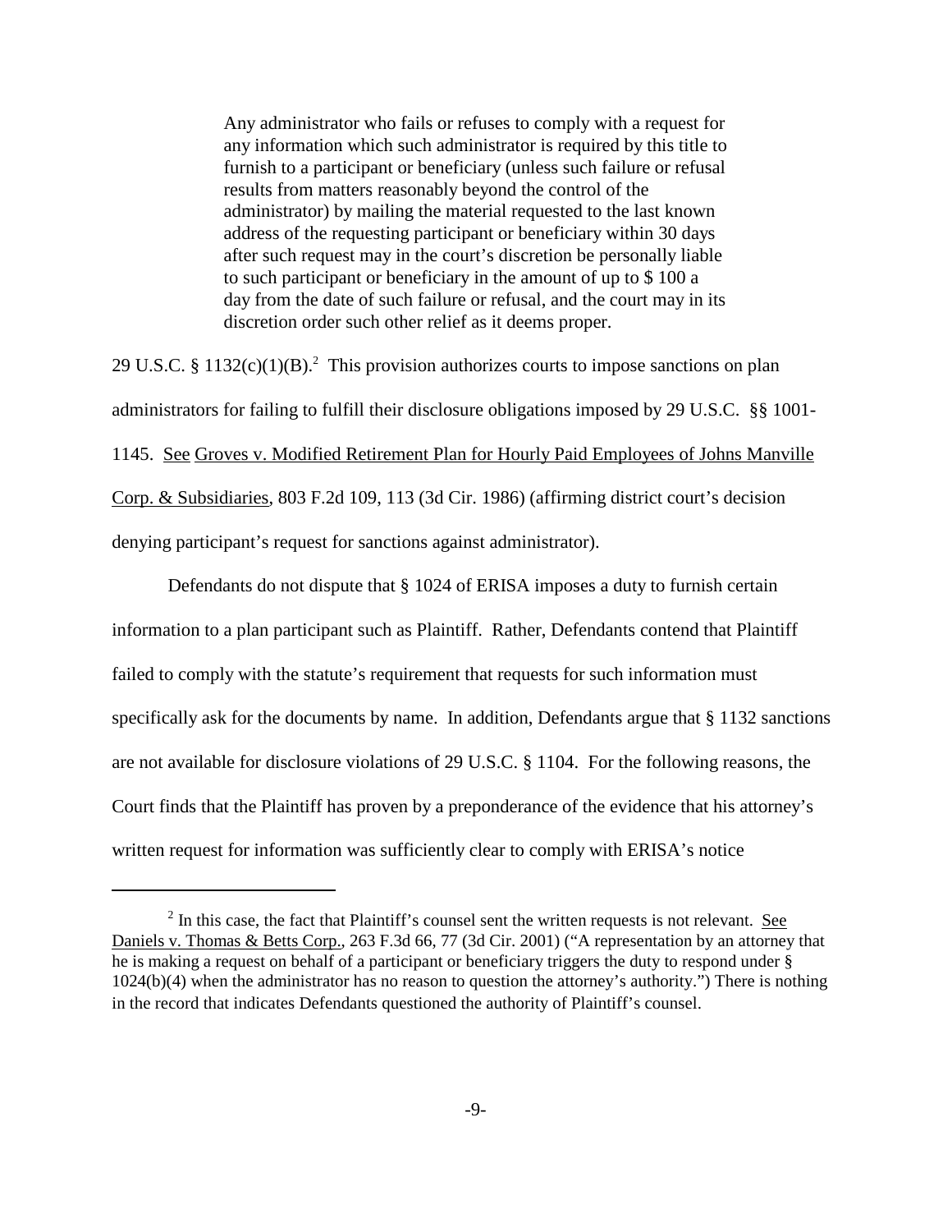> Any administrator who fails or refuses to comply with a request for any information which such administrator is required by this title to furnish to a participant or beneficiary (unless such failure or refusal results from matters reasonably beyond the control of the administrator) by mailing the material requested to the last known address of the requesting participant or beneficiary within 30 days after such request may in the court's discretion be personally liable to such participant or beneficiary in the amount of up to $ 100 a day from the date of such failure or refusal, and the court may in its discretion order such other relief as it deems proper.

29 U.S.C. § 1132(c)(1)(B).[2] This provision authorizes courts to impose sanctions on plan administrators for failing to fulfill their disclosure obligations imposed by 29 U.S.C. §§ 1001-1145. See Groves v. Modified Retirement Plan for Hourly Paid Employees of Johns Manville Corp. & Subsidiaries, 803 F.2d 109, 113 (3d Cir. 1986) (affirming district court's decision denying participant's request for sanctions against administrator).

Defendants do not dispute that § 1024 of ERISA imposes a duty to furnish certain information to a plan participant such as Plaintiff. Rather, Defendants contend that Plaintiff failed to comply with the statute's requirement that requests for such information must specifically ask for the documents by name. In addition, Defendants argue that § 1132 sanctions are not available for disclosure violations of 29 U.S.C. § 1104. For the following reasons, the Court finds that the Plaintiff has proven by a preponderance of the evidence that his attorney's written request for information was sufficiently clear to comply with ERISA's notice

---

[2] In this case, the fact that Plaintiff's counsel sent the written requests is not relevant. See Daniels v. Thomas & Betts Corp., 263 F.3d 66, 77 (3d Cir. 2001) ("A representation by an attorney that he is making a request on behalf of a participant or beneficiary triggers the duty to respond under § 1024(b)(4) when the administrator has no reason to question the attorney's authority.") There is nothing in the record that indicates Defendants questioned the authority of Plaintiff's counsel.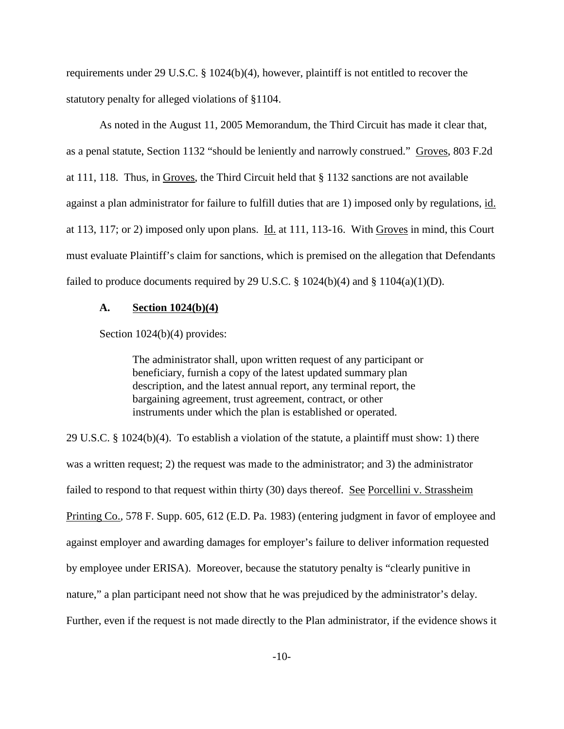requirements under 29 U.S.C. § 1024(b)(4), however, plaintiff is not entitled to recover the statutory penalty for alleged violations of §1104.

As noted in the August 11, 2005 Memorandum, the Third Circuit has made it clear that, as a penal statute, Section 1132 "should be leniently and narrowly construed." Groves, 803 F.2d at 111, 118. Thus, in Groves, the Third Circuit held that § 1132 sanctions are not available against a plan administrator for failure to fulfill duties that are 1) imposed only by regulations, id. at 113, 117; or 2) imposed only upon plans. Id. at 111, 113-16. With Groves in mind, this Court must evaluate Plaintiff's claim for sanctions, which is premised on the allegation that Defendants failed to produce documents required by 29 U.S.C. § 1024(b)(4) and § 1104(a)(1)(D).

### A. Section 1024(b)(4)

Section 1024(b)(4) provides:

> The administrator shall, upon written request of any participant or beneficiary, furnish a copy of the latest updated summary plan description, and the latest annual report, any terminal report, the bargaining agreement, trust agreement, contract, or other instruments under which the plan is established or operated.

29 U.S.C. § 1024(b)(4). To establish a violation of the statute, a plaintiff must show: 1) there was a written request; 2) the request was made to the administrator; and 3) the administrator failed to respond to that request within thirty (30) days thereof. See Porcellini v. Strassheim Printing Co., 578 F. Supp. 605, 612 (E.D. Pa. 1983) (entering judgment in favor of employee and against employer and awarding damages for employer's failure to deliver information requested by employee under ERISA). Moreover, because the statutory penalty is "clearly punitive in nature," a plan participant need not show that he was prejudiced by the administrator's delay. Further, even if the request is not made directly to the Plan administrator, if the evidence shows it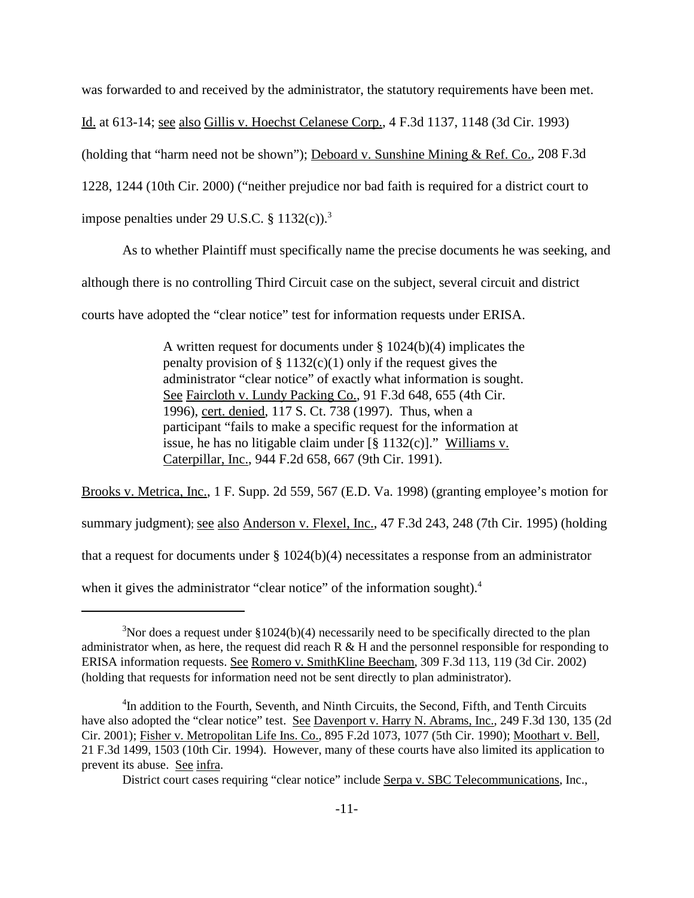was forwarded to and received by the administrator, the statutory requirements have been met. Id. at 613-14; see also Gillis v. Hoechst Celanese Corp., 4 F.3d 1137, 1148 (3d Cir. 1993) (holding that "harm need not be shown"); Deboard v. Sunshine Mining & Ref. Co., 208 F.3d 1228, 1244 (10th Cir. 2000) ("neither prejudice nor bad faith is required for a district court to impose penalties under 29 U.S.C. § 1132(c)).[3]

As to whether Plaintiff must specifically name the precise documents he was seeking, and although there is no controlling Third Circuit case on the subject, several circuit and district courts have adopted the "clear notice" test for information requests under ERISA.

> A written request for documents under § 1024(b)(4) implicates the penalty provision of § 1132(c)(1) only if the request gives the administrator "clear notice" of exactly what information is sought. See Faircloth v. Lundy Packing Co., 91 F.3d 648, 655 (4th Cir. 1996), cert. denied, 117 S. Ct. 738 (1997). Thus, when a participant "fails to make a specific request for the information at issue, he has no litigable claim under [§ 1132(c)]." Williams v. Caterpillar, Inc., 944 F.2d 658, 667 (9th Cir. 1991).

Brooks v. Metrica, Inc., 1 F. Supp. 2d 559, 567 (E.D. Va. 1998) (granting employee's motion for summary judgment); see also Anderson v. Flexel, Inc., 47 F.3d 243, 248 (7th Cir. 1995) (holding that a request for documents under § 1024(b)(4) necessitates a response from an administrator when it gives the administrator "clear notice" of the information sought).[4]

---

[3]Nor does a request under §1024(b)(4) necessarily need to be specifically directed to the plan administrator when, as here, the request did reach R & H and the personnel responsible for responding to ERISA information requests. See Romero v. SmithKline Beecham, 309 F.3d 113, 119 (3d Cir. 2002) (holding that requests for information need not be sent directly to plan administrator).

[4]In addition to the Fourth, Seventh, and Ninth Circuits, the Second, Fifth, and Tenth Circuits have also adopted the "clear notice" test. See Davenport v. Harry N. Abrams, Inc., 249 F.3d 130, 135 (2d Cir. 2001); Fisher v. Metropolitan Life Ins. Co., 895 F.2d 1073, 1077 (5th Cir. 1990); Moothart v. Bell, 21 F.3d 1499, 1503 (10th Cir. 1994). However, many of these courts have also limited its application to prevent its abuse. See infra.

District court cases requiring "clear notice" include Serpa v. SBC Telecommunications, Inc.,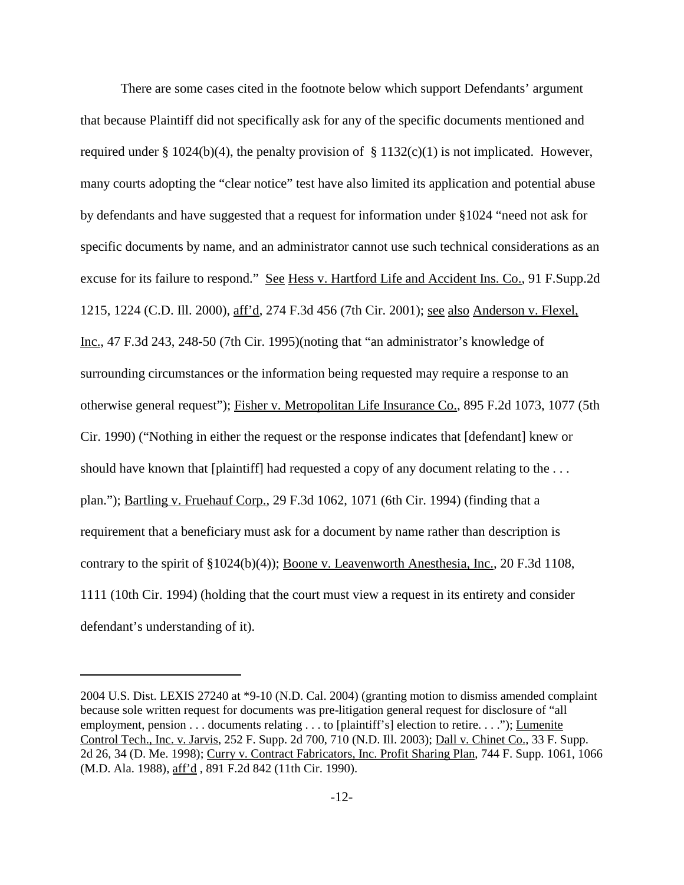There are some cases cited in the footnote below which support Defendants' argument that because Plaintiff did not specifically ask for any of the specific documents mentioned and required under § 1024(b)(4), the penalty provision of § 1132(c)(1) is not implicated. However, many courts adopting the "clear notice" test have also limited its application and potential abuse by defendants and have suggested that a request for information under §1024 "need not ask for specific documents by name, and an administrator cannot use such technical considerations as an excuse for its failure to respond." See Hess v. Hartford Life and Accident Ins. Co., 91 F.Supp.2d 1215, 1224 (C.D. Ill. 2000), aff'd, 274 F.3d 456 (7th Cir. 2001); see also Anderson v. Flexel, Inc., 47 F.3d 243, 248-50 (7th Cir. 1995)(noting that "an administrator's knowledge of surrounding circumstances or the information being requested may require a response to an otherwise general request"); Fisher v. Metropolitan Life Insurance Co., 895 F.2d 1073, 1077 (5th Cir. 1990) ("Nothing in either the request or the response indicates that [defendant] knew or should have known that [plaintiff] had requested a copy of any document relating to the . . . plan."); Bartling v. Fruehauf Corp., 29 F.3d 1062, 1071 (6th Cir. 1994) (finding that a requirement that a beneficiary must ask for a document by name rather than description is contrary to the spirit of §1024(b)(4)); Boone v. Leavenworth Anesthesia, Inc., 20 F.3d 1108, 1111 (10th Cir. 1994) (holding that the court must view a request in its entirety and consider defendant's understanding of it).

---

2004 U.S. Dist. LEXIS 27240 at *9-10 (N.D. Cal. 2004) (granting motion to dismiss amended complaint because sole written request for documents was pre-litigation general request for disclosure of "all employment, pension . . . documents relating . . . to [plaintiff's] election to retire. . . ."); Lumenite Control Tech., Inc. v. Jarvis, 252 F. Supp. 2d 700, 710 (N.D. Ill. 2003); Dall v. Chinet Co., 33 F. Supp. 2d 26, 34 (D. Me. 1998); Curry v. Contract Fabricators, Inc. Profit Sharing Plan, 744 F. Supp. 1061, 1066 (M.D. Ala. 1988), aff'd , 891 F.2d 842 (11th Cir. 1990).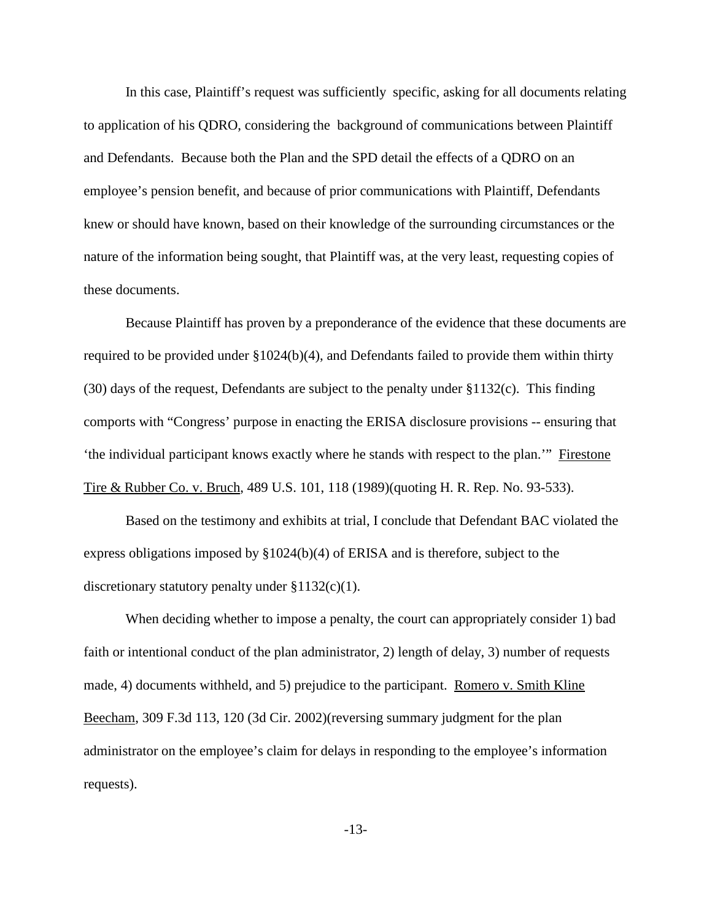In this case, Plaintiff's request was sufficiently specific, asking for all documents relating to application of his QDRO, considering the background of communications between Plaintiff and Defendants. Because both the Plan and the SPD detail the effects of a QDRO on an employee's pension benefit, and because of prior communications with Plaintiff, Defendants knew or should have known, based on their knowledge of the surrounding circumstances or the nature of the information being sought, that Plaintiff was, at the very least, requesting copies of these documents.

Because Plaintiff has proven by a preponderance of the evidence that these documents are required to be provided under §1024(b)(4), and Defendants failed to provide them within thirty (30) days of the request, Defendants are subject to the penalty under §1132(c). This finding comports with "Congress' purpose in enacting the ERISA disclosure provisions -- ensuring that 'the individual participant knows exactly where he stands with respect to the plan.'" Firestone Tire & Rubber Co. v. Bruch, 489 U.S. 101, 118 (1989)(quoting H. R. Rep. No. 93-533).

Based on the testimony and exhibits at trial, I conclude that Defendant BAC violated the express obligations imposed by §1024(b)(4) of ERISA and is therefore, subject to the discretionary statutory penalty under §1132(c)(1).

When deciding whether to impose a penalty, the court can appropriately consider 1) bad faith or intentional conduct of the plan administrator, 2) length of delay, 3) number of requests made, 4) documents withheld, and 5) prejudice to the participant. Romero v. Smith Kline Beecham, 309 F.3d 113, 120 (3d Cir. 2002)(reversing summary judgment for the plan administrator on the employee's claim for delays in responding to the employee's information requests).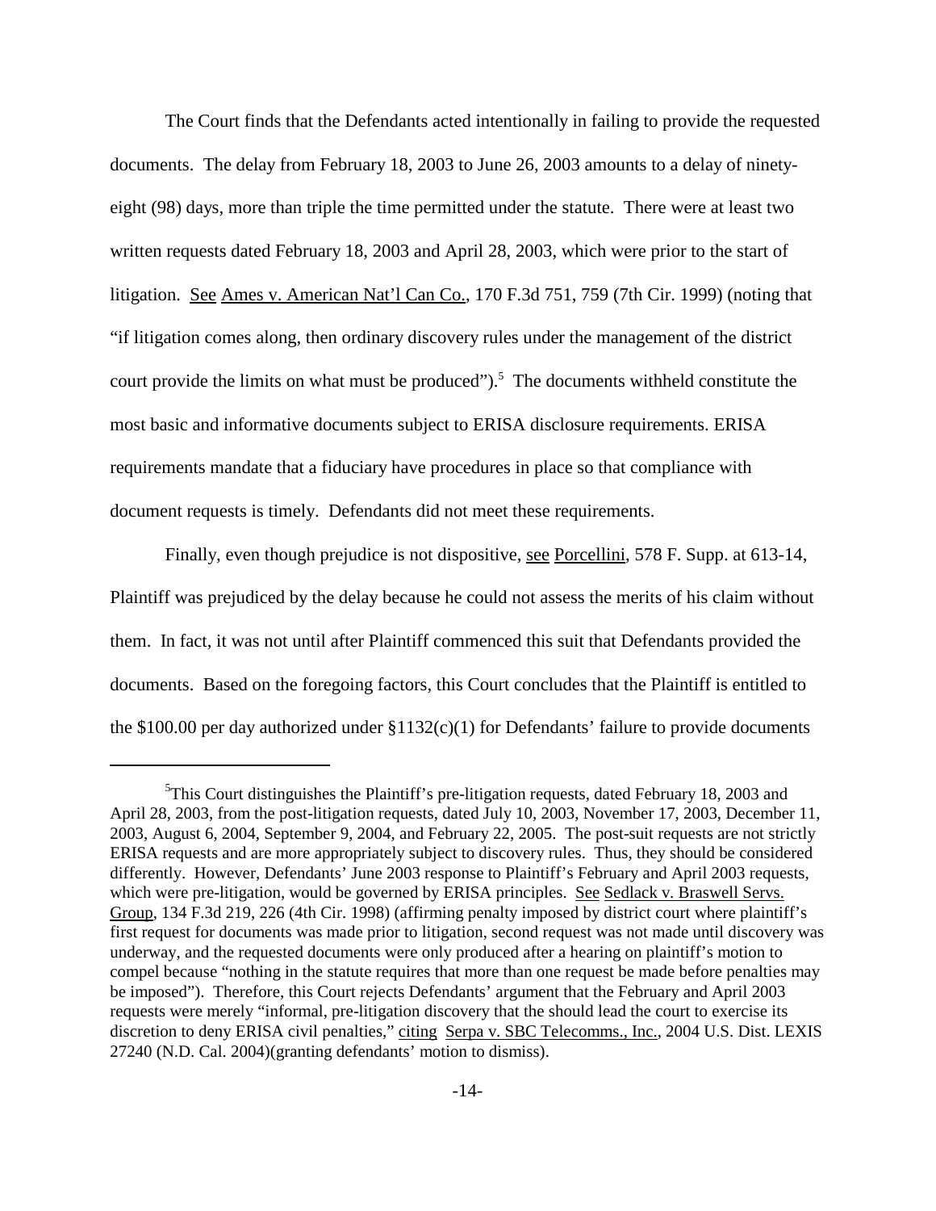The Court finds that the Defendants acted intentionally in failing to provide the requested documents. The delay from February 18, 2003 to June 26, 2003 amounts to a delay of ninety-eight (98) days, more than triple the time permitted under the statute. There were at least two written requests dated February 18, 2003 and April 28, 2003, which were prior to the start of litigation. See Ames v. American Nat'l Can Co., 170 F.3d 751, 759 (7th Cir. 1999) (noting that "if litigation comes along, then ordinary discovery rules under the management of the district court provide the limits on what must be produced").[5] The documents withheld constitute the most basic and informative documents subject to ERISA disclosure requirements. ERISA requirements mandate that a fiduciary have procedures in place so that compliance with document requests is timely. Defendants did not meet these requirements.

Finally, even though prejudice is not dispositive, see Porcellini, 578 F. Supp. at 613-14, Plaintiff was prejudiced by the delay because he could not assess the merits of his claim without them. In fact, it was not until after Plaintiff commenced this suit that Defendants provided the documents. Based on the foregoing factors, this Court concludes that the Plaintiff is entitled to the $100.00 per day authorized under §1132(c)(1) for Defendants' failure to provide documents

---

[5] This Court distinguishes the Plaintiff's pre-litigation requests, dated February 18, 2003 and April 28, 2003, from the post-litigation requests, dated July 10, 2003, November 17, 2003, December 11, 2003, August 6, 2004, September 9, 2004, and February 22, 2005. The post-suit requests are not strictly ERISA requests and are more appropriately subject to discovery rules. Thus, they should be considered differently. However, Defendants' June 2003 response to Plaintiff's February and April 2003 requests, which were pre-litigation, would be governed by ERISA principles. See Sedlack v. Braswell Servs. Group, 134 F.3d 219, 226 (4th Cir. 1998) (affirming penalty imposed by district court where plaintiff's first request for documents was made prior to litigation, second request was not made until discovery was underway, and the requested documents were only produced after a hearing on plaintiff's motion to compel because "nothing in the statute requires that more than one request be made before penalties may be imposed"). Therefore, this Court rejects Defendants' argument that the February and April 2003 requests were merely "informal, pre-litigation discovery that the should lead the court to exercise its discretion to deny ERISA civil penalties," citing Serpa v. SBC Telecomms., Inc., 2004 U.S. Dist. LEXIS 27240 (N.D. Cal. 2004)(granting defendants' motion to dismiss).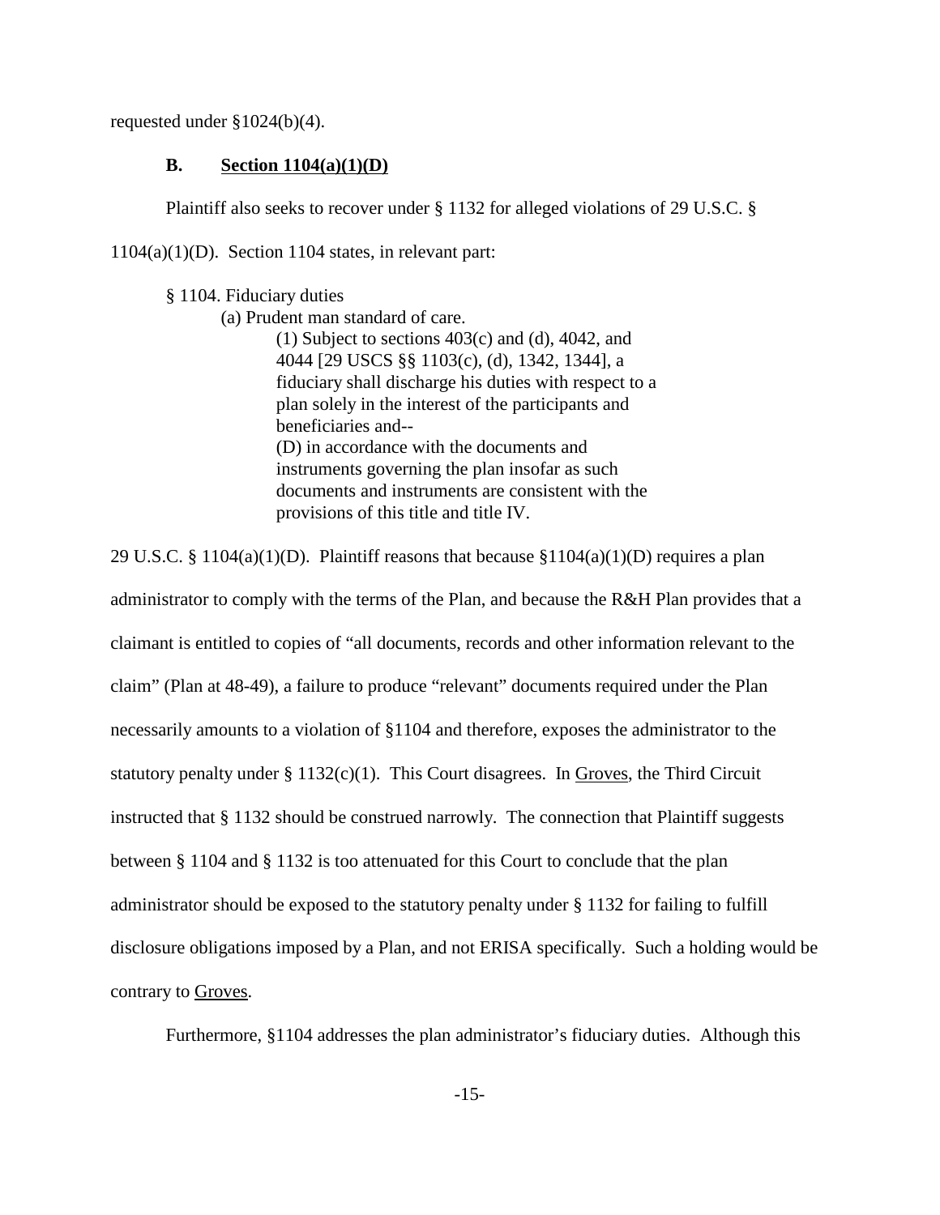requested under §1024(b)(4).

### B. <u>Section 1104(a)(1)(D)</u>

Plaintiff also seeks to recover under § 1132 for alleged violations of 29 U.S.C. § 1104(a)(1)(D). Section 1104 states, in relevant part:

> § 1104. Fiduciary duties
>
> (a) Prudent man standard of care.
>
> (1) Subject to sections 403(c) and (d), 4042, and 4044 [29 USCS §§ 1103(c), (d), 1342, 1344], a fiduciary shall discharge his duties with respect to a plan solely in the interest of the participants and beneficiaries and--
>
> (D) in accordance with the documents and instruments governing the plan insofar as such documents and instruments are consistent with the provisions of this title and title IV.

29 U.S.C. § 1104(a)(1)(D). Plaintiff reasons that because §1104(a)(1)(D) requires a plan administrator to comply with the terms of the Plan, and because the R&H Plan provides that a claimant is entitled to copies of "all documents, records and other information relevant to the claim" (Plan at 48-49), a failure to produce "relevant" documents required under the Plan necessarily amounts to a violation of §1104 and therefore, exposes the administrator to the statutory penalty under § 1132(c)(1). This Court disagrees. In <u>Groves</u>, the Third Circuit instructed that § 1132 should be construed narrowly. The connection that Plaintiff suggests between § 1104 and § 1132 is too attenuated for this Court to conclude that the plan administrator should be exposed to the statutory penalty under § 1132 for failing to fulfill disclosure obligations imposed by a Plan, and not ERISA specifically. Such a holding would be contrary to <u>Groves</u>.

Furthermore, §1104 addresses the plan administrator's fiduciary duties. Although this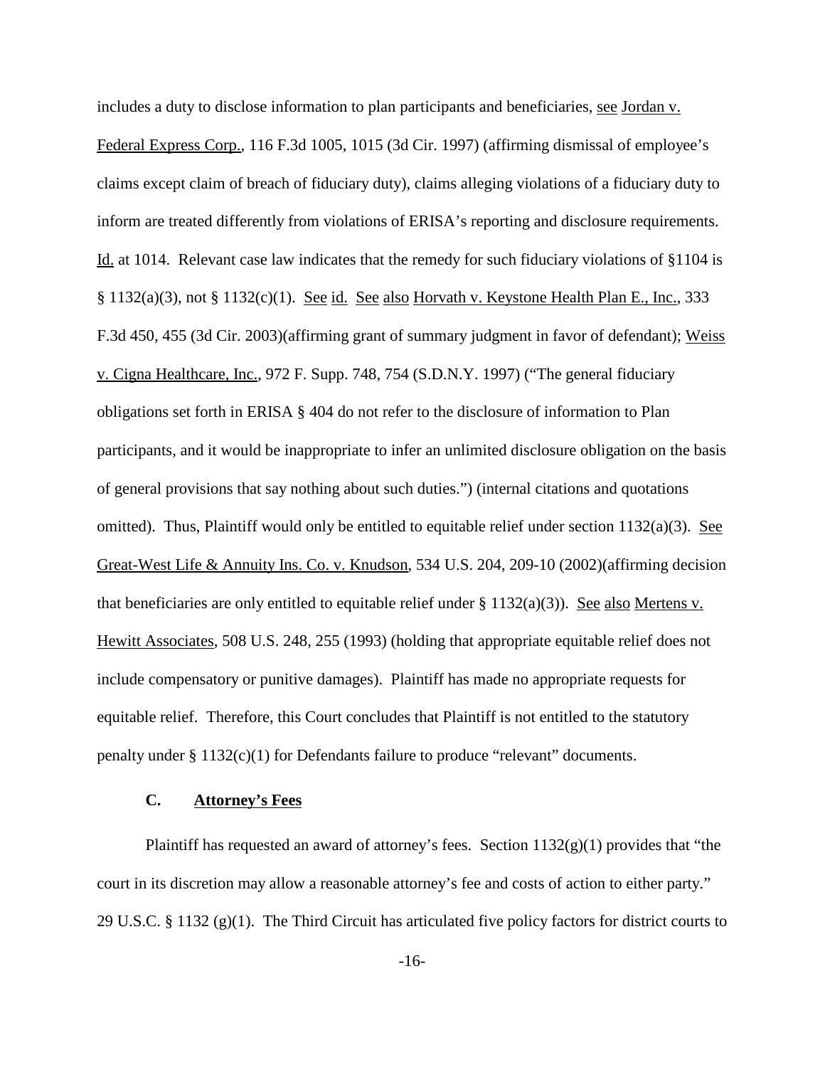includes a duty to disclose information to plan participants and beneficiaries, see Jordan v. Federal Express Corp., 116 F.3d 1005, 1015 (3d Cir. 1997) (affirming dismissal of employee's claims except claim of breach of fiduciary duty), claims alleging violations of a fiduciary duty to inform are treated differently from violations of ERISA's reporting and disclosure requirements. Id. at 1014. Relevant case law indicates that the remedy for such fiduciary violations of §1104 is § 1132(a)(3), not § 1132(c)(1). See id. See also Horvath v. Keystone Health Plan E., Inc., 333 F.3d 450, 455 (3d Cir. 2003)(affirming grant of summary judgment in favor of defendant); Weiss v. Cigna Healthcare, Inc., 972 F. Supp. 748, 754 (S.D.N.Y. 1997) ("The general fiduciary obligations set forth in ERISA § 404 do not refer to the disclosure of information to Plan participants, and it would be inappropriate to infer an unlimited disclosure obligation on the basis of general provisions that say nothing about such duties.") (internal citations and quotations omitted). Thus, Plaintiff would only be entitled to equitable relief under section 1132(a)(3). See Great-West Life & Annuity Ins. Co. v. Knudson, 534 U.S. 204, 209-10 (2002)(affirming decision that beneficiaries are only entitled to equitable relief under § 1132(a)(3)). See also Mertens v. Hewitt Associates, 508 U.S. 248, 255 (1993) (holding that appropriate equitable relief does not include compensatory or punitive damages). Plaintiff has made no appropriate requests for equitable relief. Therefore, this Court concludes that Plaintiff is not entitled to the statutory penalty under § 1132(c)(1) for Defendants failure to produce "relevant" documents.

### C. Attorney's Fees

Plaintiff has requested an award of attorney's fees. Section 1132(g)(1) provides that "the court in its discretion may allow a reasonable attorney's fee and costs of action to either party." 29 U.S.C. § 1132 (g)(1). The Third Circuit has articulated five policy factors for district courts to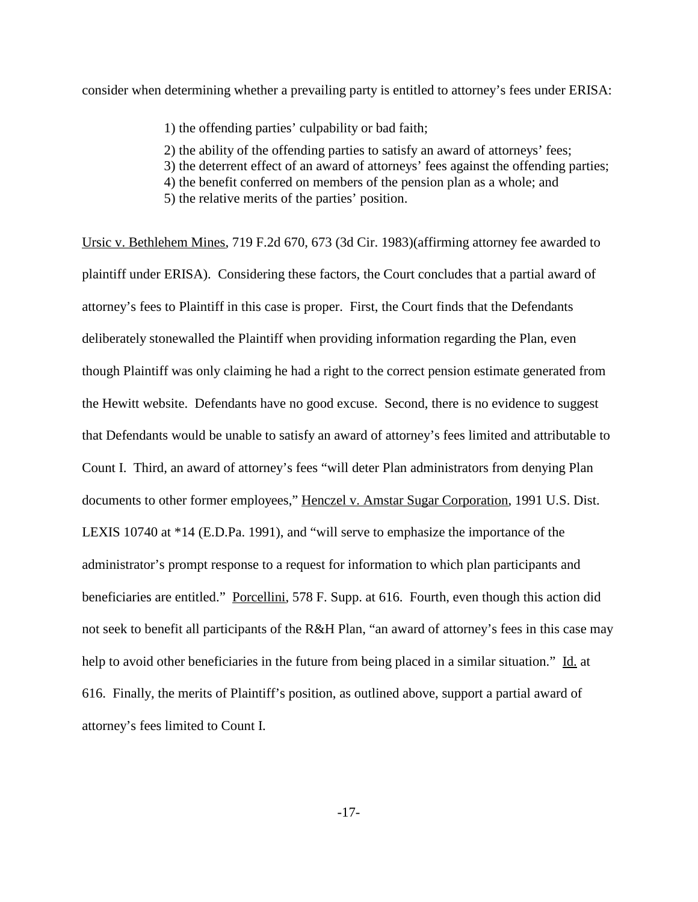consider when determining whether a prevailing party is entitled to attorney's fees under ERISA:

> 1) the offending parties' culpability or bad faith;
> 2) the ability of the offending parties to satisfy an award of attorneys' fees;
> 3) the deterrent effect of an award of attorneys' fees against the offending parties;
> 4) the benefit conferred on members of the pension plan as a whole; and
> 5) the relative merits of the parties' position.

Ursic v. Bethlehem Mines, 719 F.2d 670, 673 (3d Cir. 1983)(affirming attorney fee awarded to plaintiff under ERISA). Considering these factors, the Court concludes that a partial award of attorney's fees to Plaintiff in this case is proper. First, the Court finds that the Defendants deliberately stonewalled the Plaintiff when providing information regarding the Plan, even though Plaintiff was only claiming he had a right to the correct pension estimate generated from the Hewitt website. Defendants have no good excuse. Second, there is no evidence to suggest that Defendants would be unable to satisfy an award of attorney's fees limited and attributable to Count I. Third, an award of attorney's fees "will deter Plan administrators from denying Plan documents to other former employees," Henczel v. Amstar Sugar Corporation, 1991 U.S. Dist. LEXIS 10740 at *14 (E.D.Pa. 1991), and "will serve to emphasize the importance of the administrator's prompt response to a request for information to which plan participants and beneficiaries are entitled." Porcellini, 578 F. Supp. at 616. Fourth, even though this action did not seek to benefit all participants of the R&H Plan, "an award of attorney's fees in this case may help to avoid other beneficiaries in the future from being placed in a similar situation." Id. at 616. Finally, the merits of Plaintiff's position, as outlined above, support a partial award of attorney's fees limited to Count I.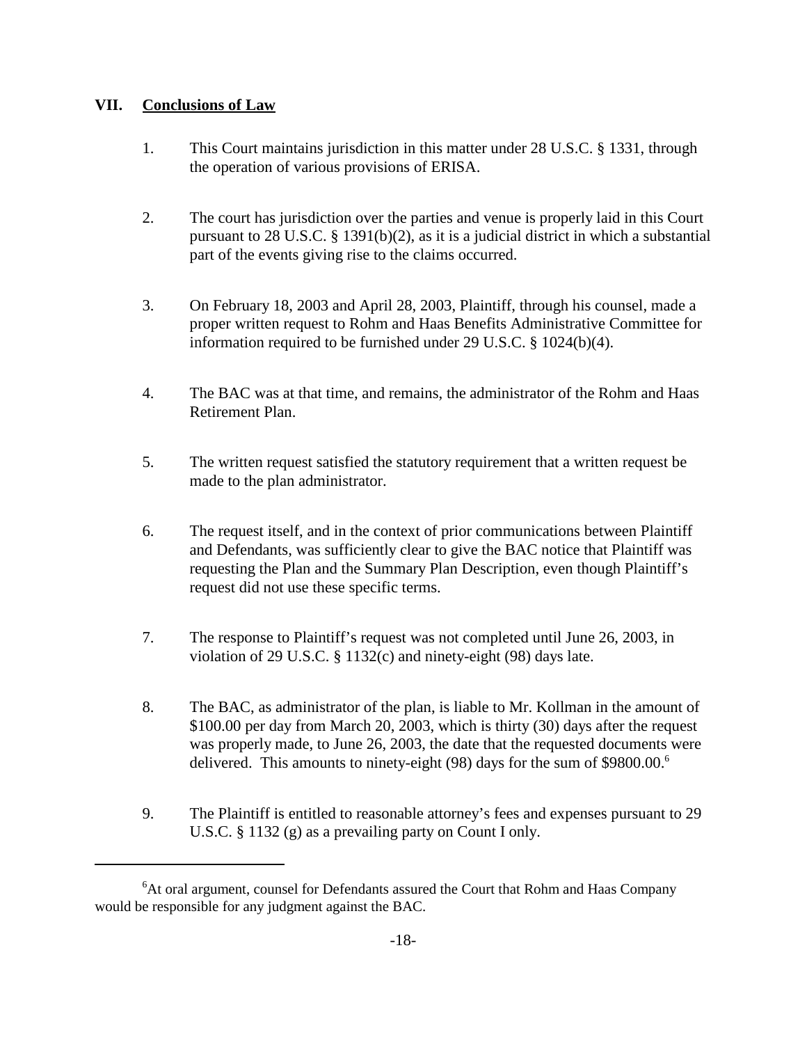## VII. Conclusions of Law

1. This Court maintains jurisdiction in this matter under 28 U.S.C. § 1331, through the operation of various provisions of ERISA.

2. The court has jurisdiction over the parties and venue is properly laid in this Court pursuant to 28 U.S.C. § 1391(b)(2), as it is a judicial district in which a substantial part of the events giving rise to the claims occurred.

3. On February 18, 2003 and April 28, 2003, Plaintiff, through his counsel, made a proper written request to Rohm and Haas Benefits Administrative Committee for information required to be furnished under 29 U.S.C. § 1024(b)(4).

4. The BAC was at that time, and remains, the administrator of the Rohm and Haas Retirement Plan.

5. The written request satisfied the statutory requirement that a written request be made to the plan administrator.

6. The request itself, and in the context of prior communications between Plaintiff and Defendants, was sufficiently clear to give the BAC notice that Plaintiff was requesting the Plan and the Summary Plan Description, even though Plaintiff's request did not use these specific terms.

7. The response to Plaintiff's request was not completed until June 26, 2003, in violation of 29 U.S.C. § 1132(c) and ninety-eight (98) days late.

8. The BAC, as administrator of the plan, is liable to Mr. Kollman in the amount of $100.00 per day from March 20, 2003, which is thirty (30) days after the request was properly made, to June 26, 2003, the date that the requested documents were delivered. This amounts to ninety-eight (98) days for the sum of $9800.00.[6]

9. The Plaintiff is entitled to reasonable attorney's fees and expenses pursuant to 29 U.S.C. § 1132 (g) as a prevailing party on Count I only.

---

[6]At oral argument, counsel for Defendants assured the Court that Rohm and Haas Company would be responsible for any judgment against the BAC.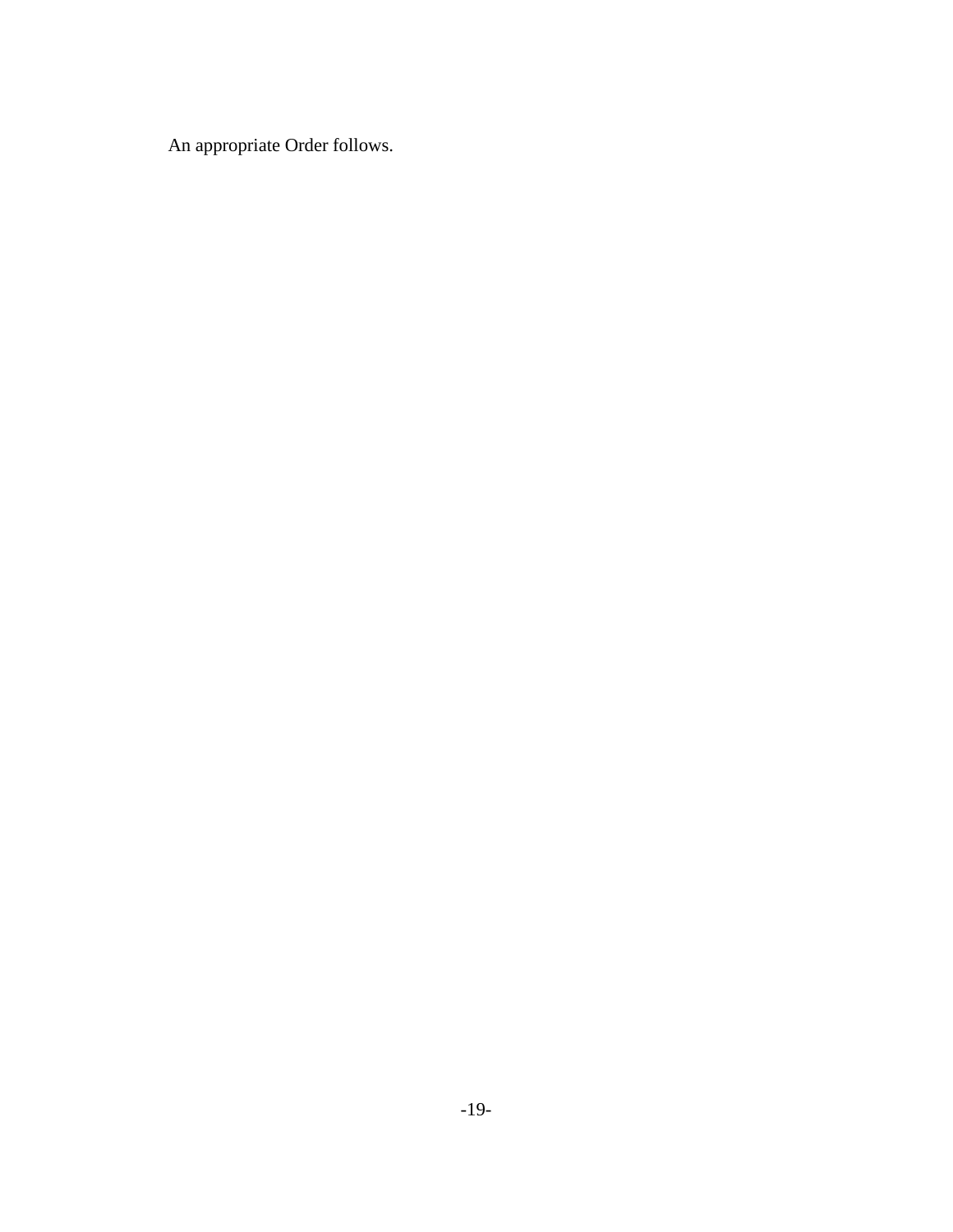An appropriate Order follows.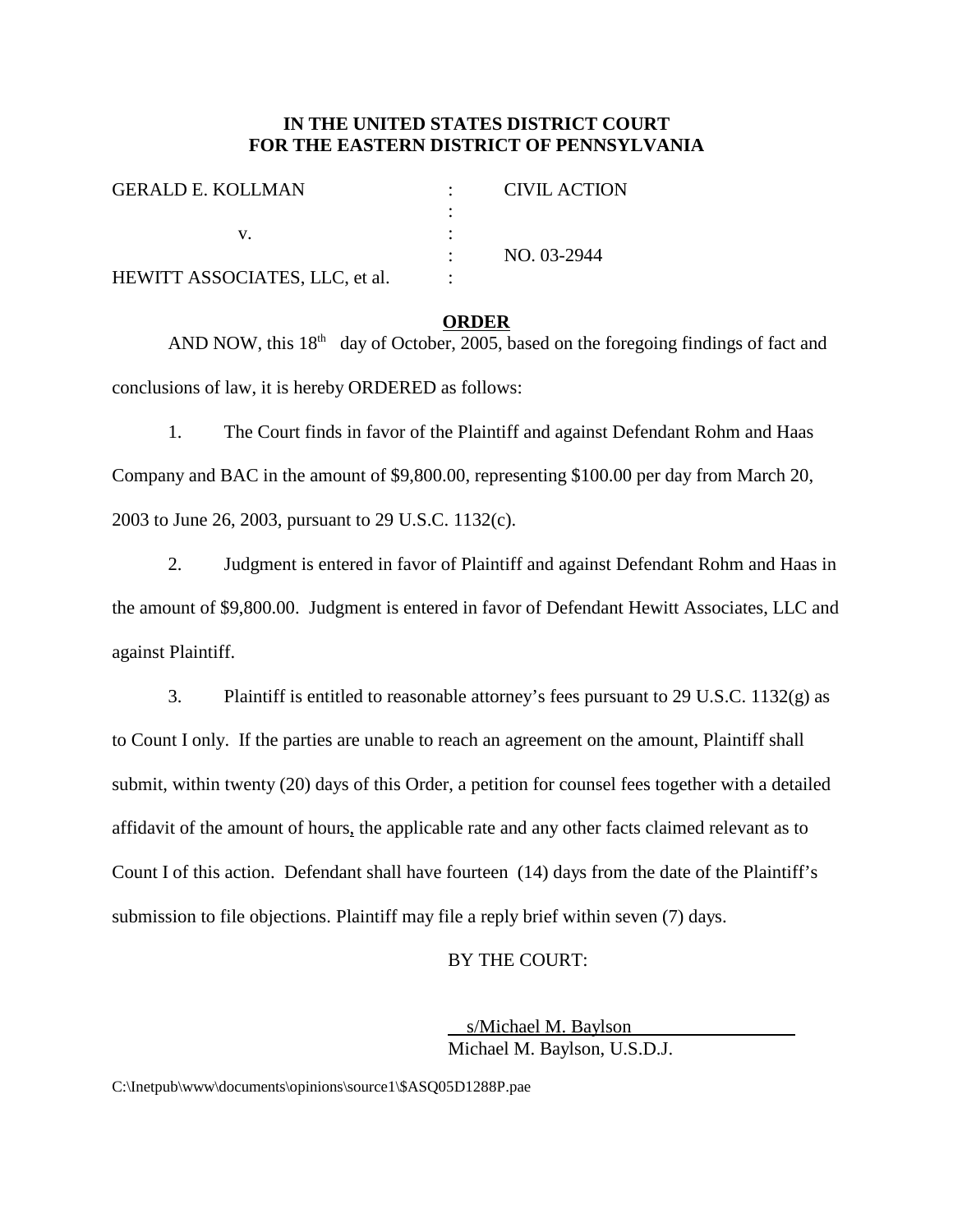IN THE UNITED STATES DISTRICT COURT
FOR THE EASTERN DISTRICT OF PENNSYLVANIA

| | | |
|---|---|---|
| GERALD E. KOLLMAN | : | CIVIL ACTION |
| | : | |
| v. | : | |
| | : | NO. 03-2944 |
| HEWITT ASSOCIATES, LLC, et al. | : | |

**ORDER**

AND NOW, this 18th day of October, 2005, based on the foregoing findings of fact and conclusions of law, it is hereby ORDERED as follows:

1. The Court finds in favor of the Plaintiff and against Defendant Rohm and Haas Company and BAC in the amount of $9,800.00, representing $100.00 per day from March 20, 2003 to June 26, 2003, pursuant to 29 U.S.C. 1132(c).

2. Judgment is entered in favor of Plaintiff and against Defendant Rohm and Haas in the amount of $9,800.00. Judgment is entered in favor of Defendant Hewitt Associates, LLC and against Plaintiff.

3. Plaintiff is entitled to reasonable attorney's fees pursuant to 29 U.S.C. 1132(g) as to Count I only. If the parties are unable to reach an agreement on the amount, Plaintiff shall submit, within twenty (20) days of this Order, a petition for counsel fees together with a detailed affidavit of the amount of hours, the applicable rate and any other facts claimed relevant as to Count I of this action. Defendant shall have fourteen (14) days from the date of the Plaintiff's submission to file objections. Plaintiff may file a reply brief within seven (7) days.

BY THE COURT:

s/Michael M. Baylson
Michael M. Baylson, U.S.D.J.

C:\Inetpub\www\documents\opinions\source1\$ASQ05D1288P.pae